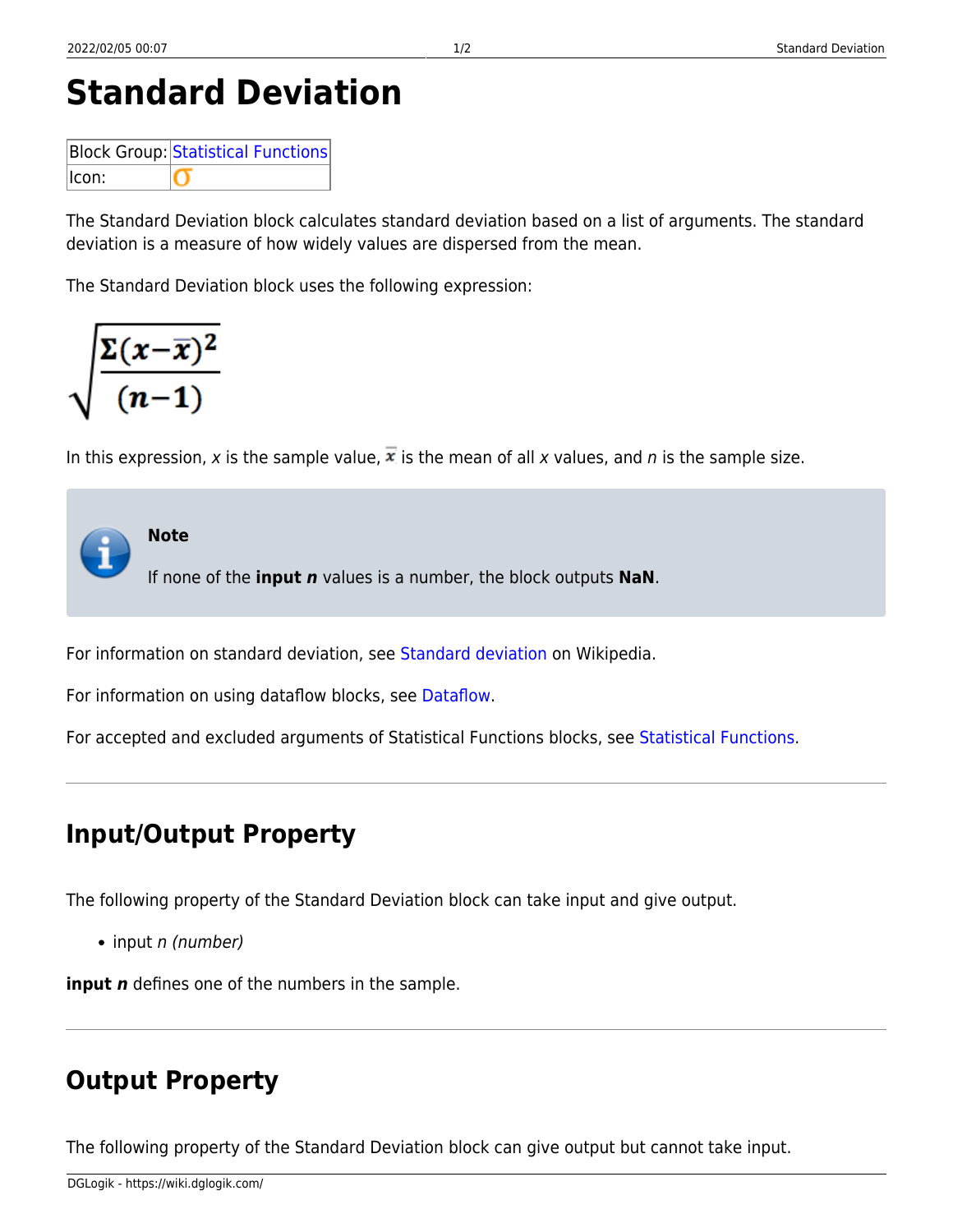# Standard Deviation

| Block Group: | Statistical Functions |
|---|---|
| Icon: | σ |

The Standard Deviation block calculates standard deviation based on a list of arguments. The standard deviation is a measure of how widely values are dispersed from the mean.

The Standard Deviation block uses the following expression:

$$\sqrt{\frac{\Sigma(x-\bar{x})^2}{(n-1)}}$$

In this expression, $x$ is the sample value, $\bar{x}$ is the mean of all $x$ values, and $n$ is the sample size.

> **Note**
>
> If none of the **input *n*** values is a number, the block outputs **NaN**.

For information on standard deviation, see Standard deviation on Wikipedia.

For information on using dataflow blocks, see Dataflow.

For accepted and excluded arguments of Statistical Functions blocks, see Statistical Functions.

---

## Input/Output Property

The following property of the Standard Deviation block can take input and give output.

- input *n (number)*

**input *n*** defines one of the numbers in the sample.

---

## Output Property

The following property of the Standard Deviation block can give output but cannot take input.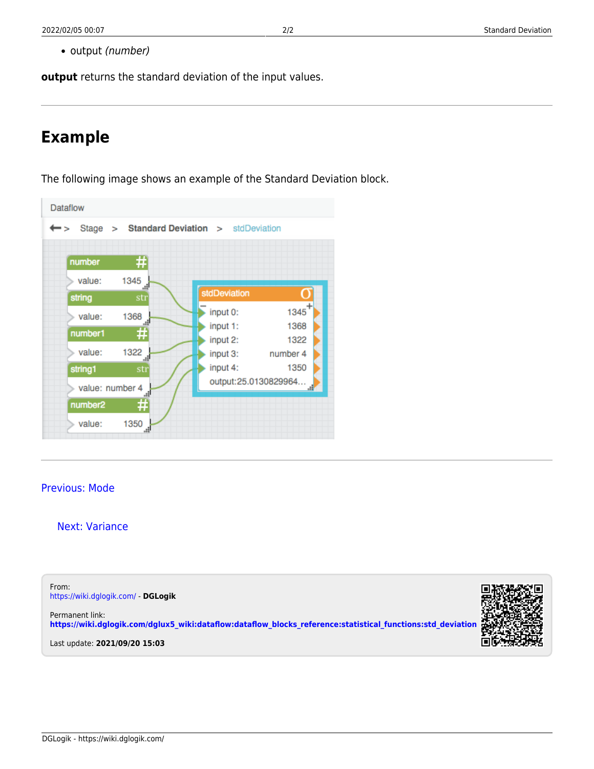- output *(number)*

**output** returns the standard deviation of the input values.

---

## Example

The following image shows an example of the Standard Deviation block.

---

Previous: Mode

Next: Variance

From:
https://wiki.dglogik.com/ - **DGLogik**

Permanent link:
**https://wiki.dglogik.com/dglux5_wiki:dataflow:dataflow_blocks_reference:statistical_functions:std_deviation**

Last update: **2021/09/20 15:03**